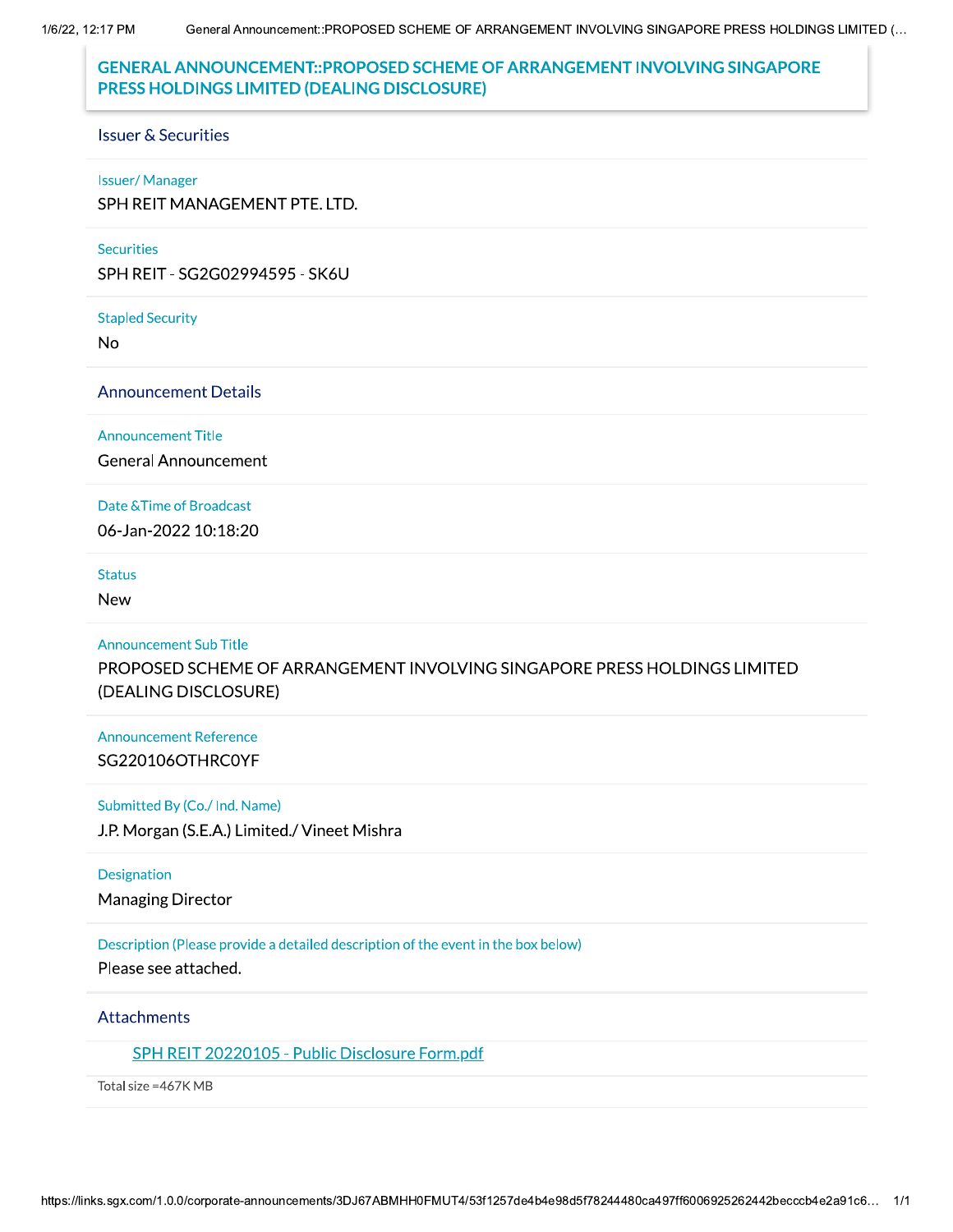# GENERAL ANNOUNCEMENT::PROPOSED SCHEME OF ARRANGEMENT INVOLVING SINGAPORE PRESS HOLDINGS LIMITED (DEALING DISCLOSURE)

## Issuer & Securities

**Issuer/ Manager**

SPH REIT MANAGEMENT PTE. LTD.

**Securities**

SPH REIT - SG2G02994595 - SK6U

**Stapled Security**

No

## Announcement Details

**Announcement Title**

General Announcement

**Date &Time of Broadcast**

06-Jan-2022 10:18:20

**Status**

New

**Announcement Sub Title**

PROPOSED SCHEME OF ARRANGEMENT INVOLVING SINGAPORE PRESS HOLDINGS LIMITED (DEALING DISCLOSURE)

**Announcement Reference**

SG220106OTHRC0YF

**Submitted By (Co./ Ind. Name)**

J.P. Morgan (S.E.A.) Limited./ Vineet Mishra

**Designation**

Managing Director

**Description (Please provide a detailed description of the event in the box below)**

Please see attached.

## Attachments

SPH REIT 20220105 - Public Disclosure Form.pdf

Total size =467K MB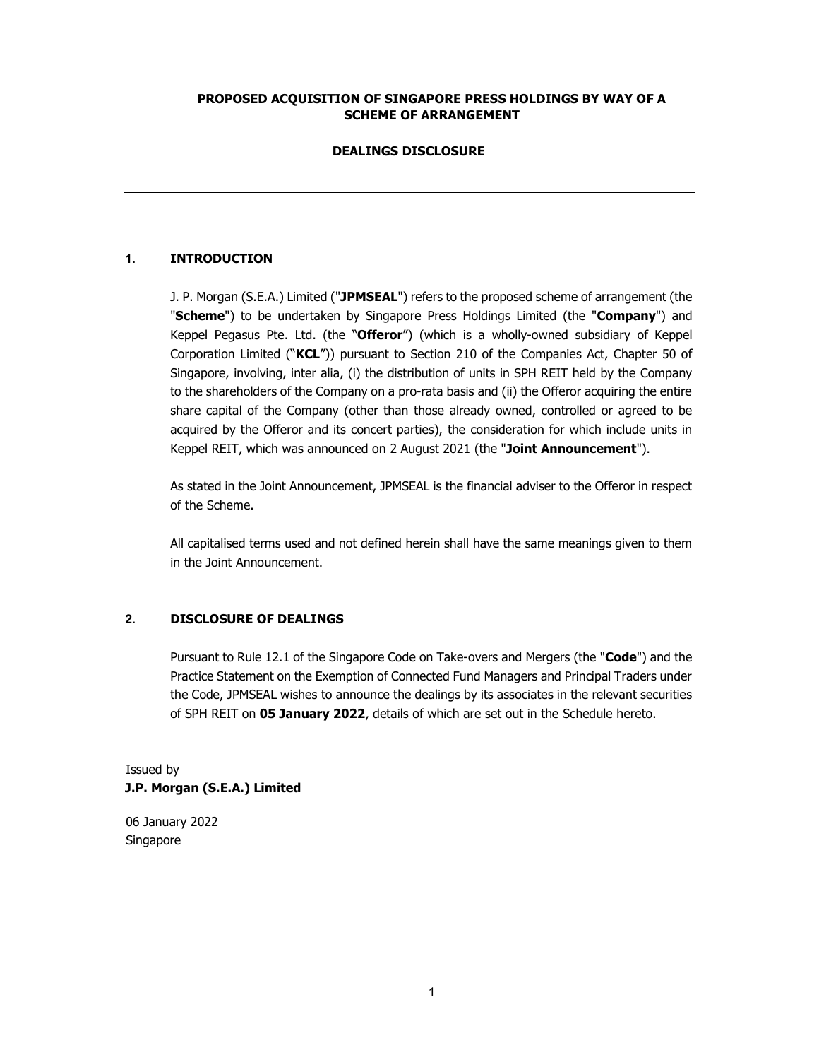**PROPOSED ACQUISITION OF SINGAPORE PRESS HOLDINGS BY WAY OF A SCHEME OF ARRANGEMENT**

**DEALINGS DISCLOSURE**

---

## 1. INTRODUCTION

J. P. Morgan (S.E.A.) Limited ("**JPMSEAL**") refers to the proposed scheme of arrangement (the "**Scheme**") to be undertaken by Singapore Press Holdings Limited (the "**Company**") and Keppel Pegasus Pte. Ltd. (the "**Offeror**") (which is a wholly-owned subsidiary of Keppel Corporation Limited ("**KCL**")) pursuant to Section 210 of the Companies Act, Chapter 50 of Singapore, involving, inter alia, (i) the distribution of units in SPH REIT held by the Company to the shareholders of the Company on a pro-rata basis and (ii) the Offeror acquiring the entire share capital of the Company (other than those already owned, controlled or agreed to be acquired by the Offeror and its concert parties), the consideration for which include units in Keppel REIT, which was announced on 2 August 2021 (the "**Joint Announcement**").

As stated in the Joint Announcement, JPMSEAL is the financial adviser to the Offeror in respect of the Scheme.

All capitalised terms used and not defined herein shall have the same meanings given to them in the Joint Announcement.

## 2. DISCLOSURE OF DEALINGS

Pursuant to Rule 12.1 of the Singapore Code on Take-overs and Mergers (the "**Code**") and the Practice Statement on the Exemption of Connected Fund Managers and Principal Traders under the Code, JPMSEAL wishes to announce the dealings by its associates in the relevant securities of SPH REIT on **05 January 2022**, details of which are set out in the Schedule hereto.

Issued by
**J.P. Morgan (S.E.A.) Limited**

06 January 2022
Singapore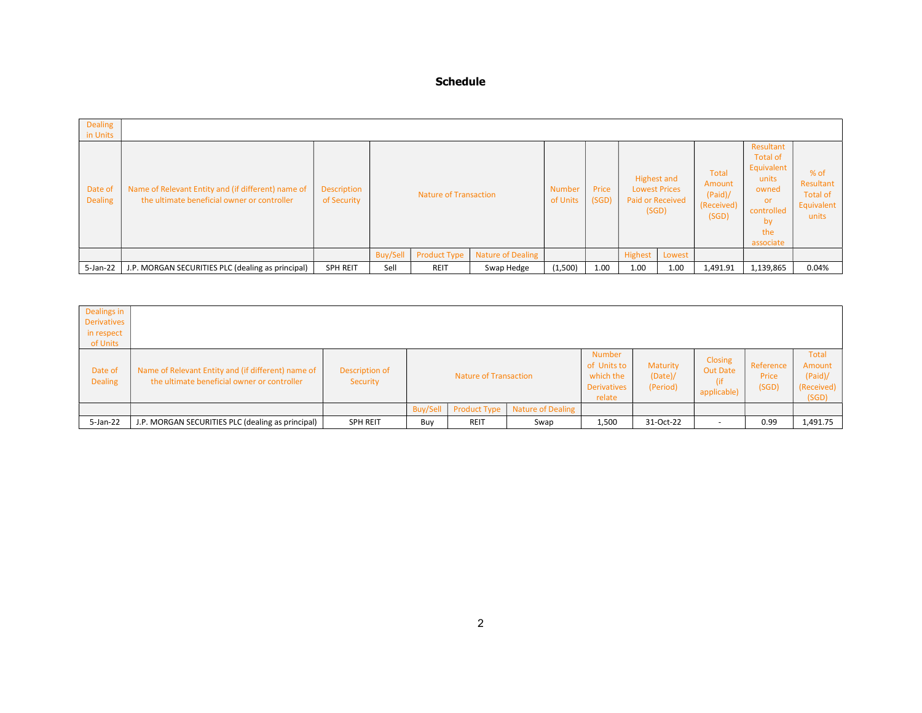# Schedule

| Dealing in Units | | | | | | | | | | | | |
|---|---|---|---|---|---|---|---|---|---|---|---|---|
| Date of Dealing | Name of Relevant Entity and (if different) name of the ultimate beneficial owner or controller | Description of Security | Nature of Transaction | | | Number of Units | Price (SGD) | Highest and Lowest Prices Paid or Received (SGD) | | Total Amount (Paid)/ (Received) (SGD) | Resultant Total of Equivalent units owned or controlled by the associate | % of Resultant Total of Equivalent units |
| | | | Buy/Sell | Product Type | Nature of Dealing | | | Highest | Lowest | | | |
| 5-Jan-22 | J.P. MORGAN SECURITIES PLC (dealing as principal) | SPH REIT | Sell | REIT | Swap Hedge | (1,500) | 1.00 | 1.00 | 1.00 | 1,491.91 | 1,139,865 | 0.04% |

| Dealings in Derivatives in respect of Units | | | | | | | | | | |
|---|---|---|---|---|---|---|---|---|---|---|
| Date of Dealing | Name of Relevant Entity and (if different) name of the ultimate beneficial owner or controller | Description of Security | Nature of Transaction | | | Number of Units to which the Derivatives relate | Maturity (Date)/ (Period) | Closing Out Date (if applicable) | Reference Price (SGD) | Total Amount (Paid)/ (Received) (SGD) |
| | | | Buy/Sell | Product Type | Nature of Dealing | | | | | |
| 5-Jan-22 | J.P. MORGAN SECURITIES PLC (dealing as principal) | SPH REIT | Buy | REIT | Swap | 1,500 | 31-Oct-22 | - | 0.99 | 1,491.75 |